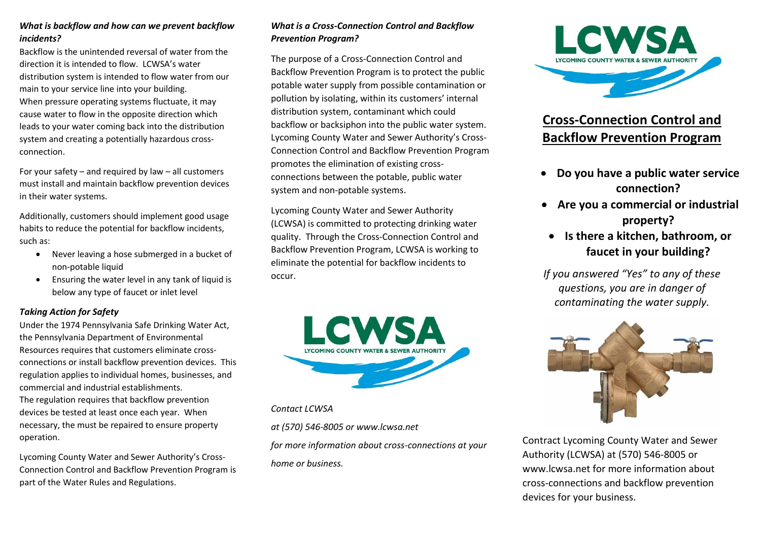### *What is backflow and how can we prevent backflow incidents?*

Backflow is the unintended reversal of water from the direction it is intended to flow. LCWSA's water distribution system is intended to flow water from our main to your service line into your building. When pressure operating systems fluctuate, it may cause water to flow in the opposite direction which leads to your water coming back into the distribution system and creating a potentially hazardous cross-connection.

For your safety – and required by law – all customers must install and maintain backflow prevention devices in their water systems.

Additionally, customers should implement good usage habits to reduce the potential for backflow incidents, such as:

- Never leaving a hose submerged in a bucket of non-potable liquid
- Ensuring the water level in any tank of liquid is below any type of faucet or inlet level

### *Taking Action for Safety*

Under the 1974 Pennsylvania Safe Drinking Water Act, the Pennsylvania Department of Environmental Resources requires that customers eliminate cross-connections or install backflow prevention devices. This regulation applies to individual homes, businesses, and commercial and industrial establishments. The regulation requires that backflow prevention devices be tested at least once each year. When necessary, the must be repaired to ensure property operation.

Lycoming County Water and Sewer Authority's Cross-Connection Control and Backflow Prevention Program is part of the Water Rules and Regulations.

### *What is a Cross-Connection Control and Backflow Prevention Program?*

The purpose of a Cross-Connection Control and Backflow Prevention Program is to protect the public potable water supply from possible contamination or pollution by isolating, within its customers' internal distribution system, contaminant which could backflow or backsiphon into the public water system. Lycoming County Water and Sewer Authority's Cross-Connection Control and Backflow Prevention Program promotes the elimination of existing cross-connections between the potable, public water system and non-potable systems.

Lycoming County Water and Sewer Authority (LCWSA) is committed to protecting drinking water quality. Through the Cross-Connection Control and Backflow Prevention Program, LCWSA is working to eliminate the potential for backflow incidents to occur.

LCWSA
LYCOMING COUNTY WATER & SEWER AUTHORITY

*Contact LCWSA*

*at (570) 546-8005 or www.lcwsa.net*

*for more information about cross-connections at your home or business.*

LCWSA
LYCOMING COUNTY WATER & SEWER AUTHORITY

# Cross-Connection Control and Backflow Prevention Program

- **Do you have a public water service connection?**
- **Are you a commercial or industrial property?**
- **Is there a kitchen, bathroom, or faucet in your building?**

*If you answered "Yes" to any of these questions, you are in danger of contaminating the water supply.*

Contract Lycoming County Water and Sewer Authority (LCWSA) at (570) 546-8005 or www.lcwsa.net for more information about cross-connections and backflow prevention devices for your business.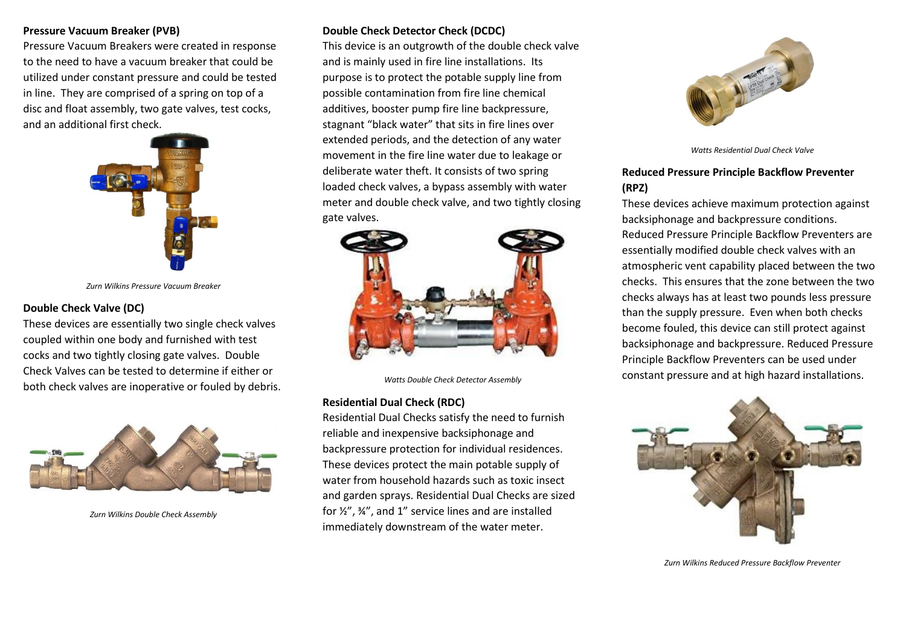**Pressure Vacuum Breaker (PVB)**

Pressure Vacuum Breakers were created in response to the need to have a vacuum breaker that could be utilized under constant pressure and could be tested in line. They are comprised of a spring on top of a disc and float assembly, two gate valves, test cocks, and an additional first check.

*Zurn Wilkins Pressure Vacuum Breaker*

**Double Check Valve (DC)**

These devices are essentially two single check valves coupled within one body and furnished with test cocks and two tightly closing gate valves. Double Check Valves can be tested to determine if either or both check valves are inoperative or fouled by debris.

*Zurn Wilkins Double Check Assembly*

**Double Check Detector Check (DCDC)**

This device is an outgrowth of the double check valve and is mainly used in fire line installations. Its purpose is to protect the potable supply line from possible contamination from fire line chemical additives, booster pump fire line backpressure, stagnant "black water" that sits in fire lines over extended periods, and the detection of any water movement in the fire line water due to leakage or deliberate water theft. It consists of two spring loaded check valves, a bypass assembly with water meter and double check valve, and two tightly closing gate valves.

*Watts Double Check Detector Assembly*

**Residential Dual Check (RDC)**

Residential Dual Checks satisfy the need to furnish reliable and inexpensive backsiphonage and backpressure protection for individual residences. These devices protect the main potable supply of water from household hazards such as toxic insect and garden sprays. Residential Dual Checks are sized for ½", ¾", and 1" service lines and are installed immediately downstream of the water meter.

*Watts Residential Dual Check Valve*

**Reduced Pressure Principle Backflow Preventer (RPZ)**

These devices achieve maximum protection against backsiphonage and backpressure conditions. Reduced Pressure Principle Backflow Preventers are essentially modified double check valves with an atmospheric vent capability placed between the two checks. This ensures that the zone between the two checks always has at least two pounds less pressure than the supply pressure. Even when both checks become fouled, this device can still protect against backsiphonage and backpressure. Reduced Pressure Principle Backflow Preventers can be used under constant pressure and at high hazard installations.

*Zurn Wilkins Reduced Pressure Backflow Preventer*